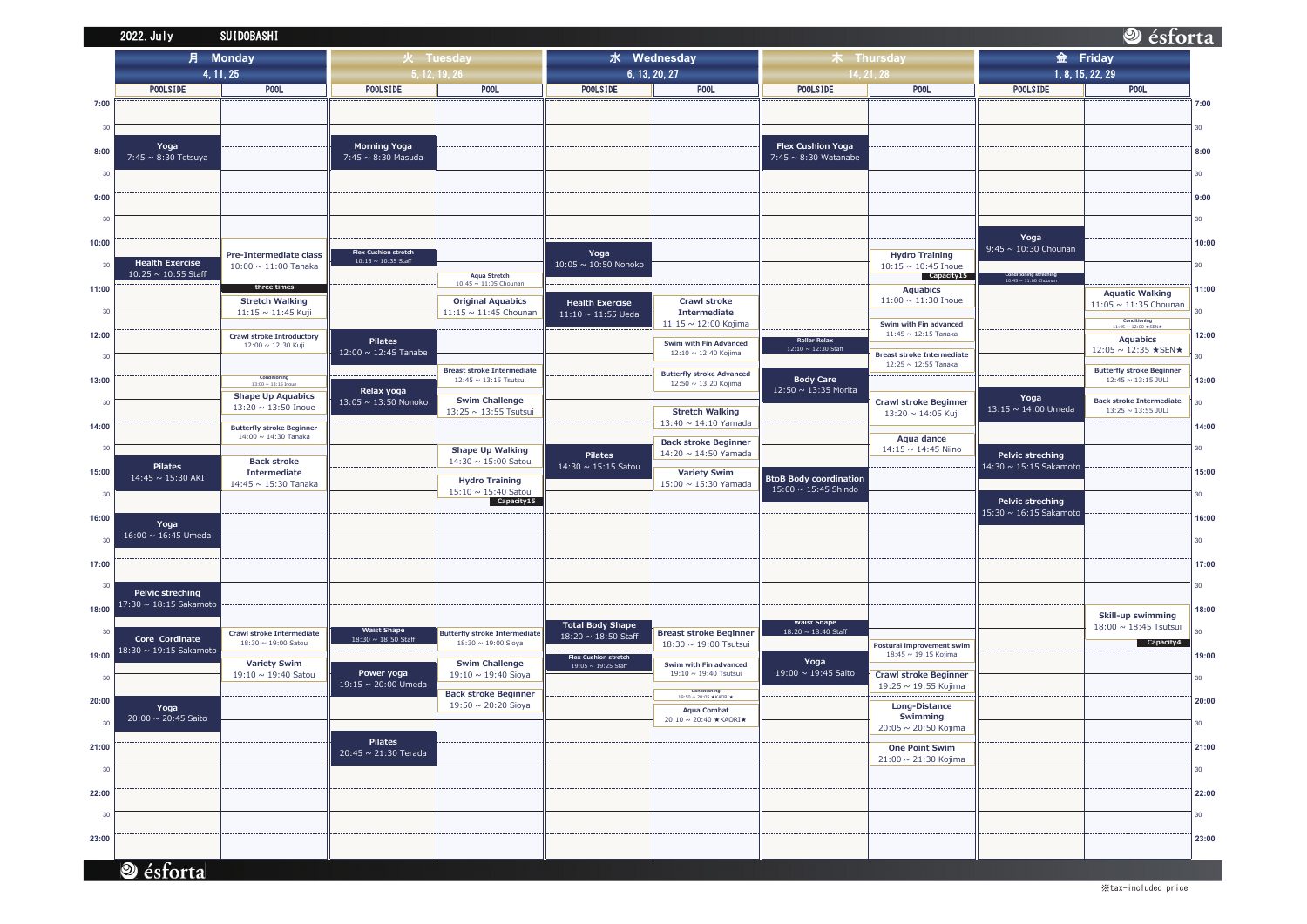2022. July SUIDOBASHI

ésforta

## 月 Monday (4, 11, 25)

| POOLSIDE | POOL |
|---|---|
| Yoga 7:45 ~ 8:30 Tetsuya | |
| Health Exercise 10:25 ~ 10:55 Staff | Pre-Intermediate class 10:00 ~ 11:00 Tanaka (three times) |
| | Stretch Walking 11:15 ~ 11:45 Kuji |
| | Crawl stroke Introductory 12:00 ~ 12:30 Kuji |
| | Conditioning 13:00 ~ 13:15 Inoue |
| | Shape Up Aquabics 13:20 ~ 13:50 Inoue |
| | Butterfly stroke Beginner 14:00 ~ 14:30 Tanaka |
| Pilates 14:45 ~ 15:30 AKI | Back stroke Intermediate 14:45 ~ 15:30 Tanaka |
| Yoga 16:00 ~ 16:45 Umeda | |
| Pelvic streching 17:30 ~ 18:15 Sakamoto | |
| Core Cordinate 18:30 ~ 19:15 Sakamoto | Crawl stroke Intermediate 18:30 ~ 19:00 Satou |
| | Variety Swim 19:10 ~ 19:40 Satou |
| Yoga 20:00 ~ 20:45 Saito | |

## 火 Tuesday (5, 12, 19, 26)

| POOLSIDE | POOL |
|---|---|
| Morning Yoga 7:45 ~ 8:30 Masuda | |
| Flex Cushion stretch 10:15 ~ 10:35 Staff | Aqua Stretch 10:45 ~ 11:05 Chounan |
| | Original Aquabics 11:15 ~ 11:45 Chounan |
| Pilates 12:00 ~ 12:45 Tanabe | Breast stroke Intermediate 12:45 ~ 13:15 Tsutsui |
| Relax yoga 13:05 ~ 13:50 Nonoko | Swim Challenge 13:25 ~ 13:55 Tsutsui |
| | Shape Up Walking 14:30 ~ 15:00 Satou |
| | Hydro Training 15:10 ~ 15:40 Satou (Capacity15) |
| Waist Shape 18:30 ~ 18:50 Staff | Butterfly stroke Intermediate 18:30 ~ 19:00 Sioya |
| Power yoga 19:15 ~ 20:00 Umeda | Swim Challenge 19:10 ~ 19:40 Sioya |
| | Back stroke Beginner 19:50 ~ 20:20 Sioya |
| Pilates 20:45 ~ 21:30 Terada | |

## 水 Wednesday (6, 13, 20, 27)

| POOLSIDE | POOL |
|---|---|
| Yoga 10:05 ~ 10:50 Nonoko | |
| Health Exercise 11:10 ~ 11:55 Ueda | Crawl stroke Intermediate 11:15 ~ 12:00 Kojima |
| | Swim with Fin Advanced 12:10 ~ 12:40 Kojima |
| | Butterfly stroke Advanced 12:50 ~ 13:20 Kojima |
| | Stretch Walking 13:40 ~ 14:10 Yamada |
| Pilates 14:30 ~ 15:15 Satou | Back stroke Beginner 14:20 ~ 14:50 Yamada |
| | Variety Swim 15:00 ~ 15:30 Yamada |
| Total Body Shape 18:20 ~ 18:50 Staff | Breast stroke Beginner 18:30 ~ 19:00 Tsutsui |
| Flex Cushion stretch 19:05 ~ 19:25 Staff | Swim with Fin advanced 19:10 ~ 19:40 Tsutsui |
| | Conditioning 19:50 ~ 20:05 ★KAORI★ |
| | Aqua Combat 20:10 ~ 20:40 ★KAORI★ |

## 木 Thursday (14, 21, 28)

| POOLSIDE | POOL |
|---|---|
| Flex Cushion Yoga 7:45 ~ 8:30 Watanabe | |
| | Hydro Training 10:15 ~ 10:45 Inoue (Capacity15) |
| | Aquabics 11:00 ~ 11:30 Inoue |
| | Swim with Fin advanced 11:45 ~ 12:15 Tanaka |
| Roller Relax 12:10 ~ 12:30 Staff | Breast stroke Intermediate 12:25 ~ 12:55 Tanaka |
| Body Care 12:50 ~ 13:35 Morita | Crawl stroke Beginner 13:20 ~ 14:05 Kuji |
| | Aqua dance 14:15 ~ 14:45 Niino |
| BtoB Body coordination 15:00 ~ 15:45 Shindo | |
| Waist Shape 18:20 ~ 18:40 Staff | Postural improvement swim 18:45 ~ 19:15 Kojima |
| Yoga 19:00 ~ 19:45 Saito | Crawl stroke Beginner 19:25 ~ 19:55 Kojima |
| | Long-Distance Swimming 20:05 ~ 20:50 Kojima |
| | One Point Swim 21:00 ~ 21:30 Kojima |

## 金 Friday (1, 8, 15, 22, 29)

| POOLSIDE | POOL |
|---|---|
| Yoga 9:45 ~ 10:30 Chounan | |
| Conditioning streching 10:45 ~ 11:00 Chounan | Aquatic Walking 11:05 ~ 11:35 Chounan |
| | Conditioning 11:45 ~ 12:00 ★SEN★ |
| | Aquabics 12:05 ~ 12:35 ★SEN★ |
| | Butterfly stroke Beginner 12:45 ~ 13:15 JULI |
| Yoga 13:15 ~ 14:00 Umeda | Back stroke Intermediate 13:25 ~ 13:55 JULI |
| Pelvic streching 14:30 ~ 15:15 Sakamoto | |
| Pelvic streching 15:30 ~ 16:15 Sakamoto | |
| | Skill-up swimming 18:00 ~ 18:45 Tsutsui (Capacity4) |

ésforta

※tax-included price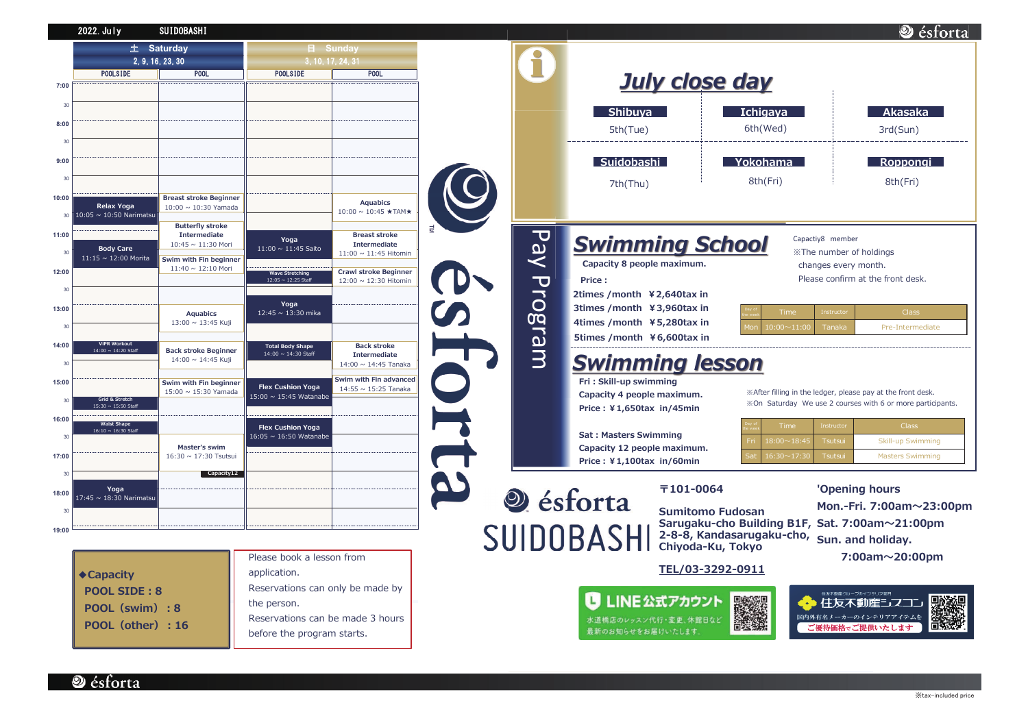2022. July SUIDOBASHI

## 土 Saturday (2, 9, 16, 23, 30) / 日 Sunday (3, 10, 17, 24, 31)

| Time | Saturday POOLSIDE | Saturday POOL | Sunday POOLSIDE | Sunday POOL |
|---|---|---|---|---|
| 10:00 | Relax Yoga 10:05 ~ 10:50 Narimatsu | Breast stroke Beginner 10:00 ~ 10:30 Yamada | | Aquabics 10:00 ~ 10:45 ★TAM★ |
| 10:30 | | Butterfly stroke Intermediate 10:45 ~ 11:30 Mori | | |
| 11:00 | Body Care 11:15 ~ 12:00 Morita | Swim with Fin beginner 11:40 ~ 12:10 Mori | Yoga 11:00 ~ 11:45 Saito | Breast stroke Intermediate 11:00 ~ 11:45 Hitomin |
| 12:00 | | | Wave Stretching 12:05 ~ 12:25 Staff | Crawl stroke Beginner 12:00 ~ 12:30 Hitomin |
| 12:30 | | | Yoga 12:45 ~ 13:30 mika | |
| 13:00 | | Aquabics 13:00 ~ 13:45 Kuji | | |
| 14:00 | VIPR Workout 14:00 ~ 14:20 Staff | Back stroke Beginner 14:00 ~ 14:45 Kuji | Total Body Shape 14:00 ~ 14:30 Staff | Back stroke Intermediate 14:00 ~ 14:45 Tanaka |
| 15:00 | Grid & Stretch 15:30 ~ 15:50 Staff | Swim with Fin beginner 15:00 ~ 15:30 Yamada | Flex Cushion Yoga 15:00 ~ 15:45 Watanabe | Swim with Fin advanced 14:55 ~ 15:25 Tanaka |
| 16:00 | Waist Shape 16:10 ~ 16:30 Staff | Master's swim 16:30 ~ 17:30 Tsutsui (Capacity12) | Flex Cushion Yoga 16:05 ~ 16:50 Watanabe | |
| 17:30 | Yoga 17:45 ~ 18:30 Narimatsu | | | |

◆Capacity
- POOL SIDE : 8
- POOL（swim）: 8
- POOL（other）: 16

Please book a lesson from application.
Reservations can only be made by the person.
Reservations can be made 3 hours before the program starts.

# July close day

| Shibuya | Ichigaya | Akasaka |
|---|---|---|
| 5th(Tue) | 6th(Wed) | 3rd(Sun) |
| **Suidobashi** | **Yokohama** | **Roppongi** |
| 7th(Thu) | 8th(Fri) | 8th(Fri) |

# Pay Program

## Swimming School

Capacity 8 people maximum.

Price :
- 2times /month ¥2,640tax in
- 3times /month ¥3,960tax in
- 4times /month ¥5,280tax in
- 5times /month ¥6,600tax in

Capactiy8 member
※The number of holdings changes every month.
Please confirm at the front desk.

| Day of the week | Time | Instructor | Class |
|---|---|---|---|
| Mon | 10:00~11:00 | Tanaka | Pre-Intermediate |

## Swimming lesson

Fri : Skill-up swimming
Capacity 4 people maximum.
Price : ¥1,650tax in/45min

Sat : Masters Swimming
Capacity 12 people maximum.
Price : ¥1,100tax in/60min

※After filling in the ledger, please pay at the front desk.
※On Saturday We use 2 courses with 6 or more participants.

| Day of the week | Time | Instructor | Class |
|---|---|---|---|
| Fri | 18:00~18:45 | Tsutsui | Skill-up Swimming |
| Sat | 16:30~17:30 | Tsutsui | Masters Swimming |

ésforta SUIDOBASHI

〒101-0064
Sumitomo Fudosan Sarugaku-cho Building B1F, 2-8-8, Kandasarugaku-cho, Chiyoda-Ku, Tokyo
TEL/03-3292-0911

'Opening hours
Mon.-Fri. 7:00am～23:00pm
Sat. 7:00am～21:00pm
Sun. and holiday. 7:00am～20:00pm

LINE公式アカウント
水道橋店のレッスン代行・変更、休館日など最新のお知らせをお届けいたします。

住友不動産グループのインテリア部門 住友不動産シスコン
国内外有名メーカーのインテリアアイテムを ご優待価格でご提供いたします

※tax-included price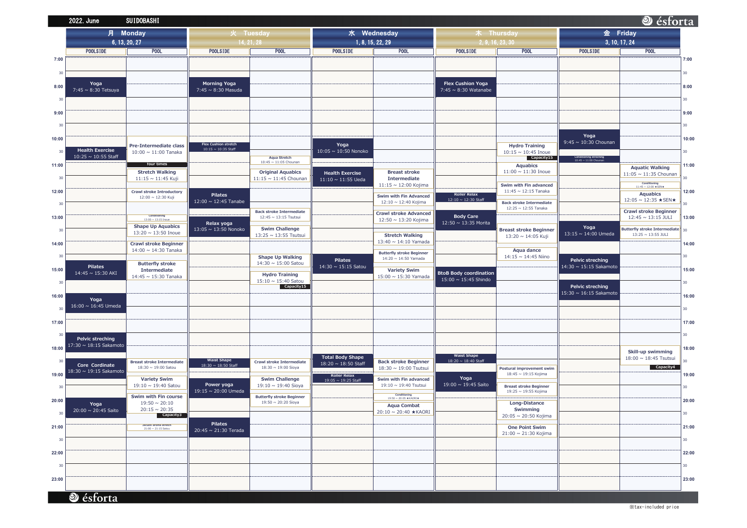# 2022. June SUIDOBASHI

ésforta

| Time | 月 Monday 6, 13, 20, 27 POOLSIDE | 月 Monday POOL | 火 Tuesday 14, 21, 28 POOLSIDE | 火 Tuesday POOL | 水 Wednesday 1, 8, 15, 22, 29 POOLSIDE | 水 Wednesday POOL | 木 Thursday 2, 9, 16, 23, 30 POOLSIDE | 木 Thursday POOL | 金 Friday 3, 10, 17, 24 POOLSIDE | 金 Friday POOL |
|---|---|---|---|---|---|---|---|---|---|---|
| 7:45 | Yoga 7:45 ~ 8:30 Tetsuya | | Morning Yoga 7:45 ~ 8:30 Masuda | | | | Flex Cushion Yoga 7:45 ~ 8:30 Watanabe | | | |
| 9:45 | | | | | | | | | Yoga 9:45 ~ 10:30 Chounan | |
| 10:00 | | Pre-Intermediate class 10:00 ~ 11:00 Tanaka four times | | | | | | | | |
| 10:05 | | | | | Yoga 10:05 ~ 10:50 Nonoko | | | | | |
| 10:15 | | | Flex Cushion stretch 10:15 ~ 10:35 Staff | | | | | Hydro Training 10:15 ~ 10:45 Inoue Capacity15 | | |
| 10:25 | Health Exercise 10:25 ~ 10:55 Staff | | | | | | | | | |
| 10:45 | | | | Aqua Stretch 10:45 ~ 11:05 Chounan | | | | | Conditioning streching 10:45 ~ 11:00 Chounan | |
| 11:00 | | | | | | | | Aquabics 11:00 ~ 11:30 Inoue | | |
| 11:05 | | | | | | | | | | Aquatic Walking 11:05 ~ 11:35 Chounan |
| 11:10 | | | | | Health Exercise 11:10 ~ 11:55 Ueda | | | | | |
| 11:15 | | Stretch Walking 11:15 ~ 11:45 Kuji | | Original Aquabics 11:15 ~ 11:45 Chounan | | Breast stroke Intermediate 11:15 ~ 12:00 Kojima | | | | |
| 11:45 | | | | | | | | Swim with Fin advanced 11:45 ~ 12:15 Tanaka | | Conditioning 11:45 ~ 12:00 ★SEN★ |
| 12:00 | | Crawl stroke Introductory 12:00 ~ 12:30 Kuji | Pilates 12:00 ~ 12:45 Tanabe | | | | | | | |
| 12:05 | | | | | | | | | | Aquabics 12:05 ~ 12:35 ★SEN★ |
| 12:10 | | | | | | Swim with Fin Advanced 12:10 ~ 12:40 Kojima | Roller Relax 12:10 ~ 12:30 Staff | | | |
| 12:25 | | | | | | | | Back stroke Intermediate 12:25 ~ 12:55 Tanaka | | |
| 12:45 | | | | Back stroke Intermediate 12:45 ~ 13:15 Tsutsui | | | | | | Crawl stroke Beginner 12:45 ~ 13:15 JULI |
| 12:50 | | | | | | Crawl stroke Advanced 12:50 ~ 13:20 Kojima | Body Care 12:50 ~ 13:35 Morita | | | |
| 13:00 | | Conditioning 13:00 ~ 13:15 Inoue | | | | | | | | |
| 13:05 | | | Relax yoga 13:05 ~ 13:50 Nonoko | | | | | | | |
| 13:15 | | | | | | | | | Yoga 13:15 ~ 14:00 Umeda | |
| 13:20 | | Shape Up Aquabics 13:20 ~ 13:50 Inoue | | | | | | Breast stroke Beginner 13:20 ~ 14:05 Kuji | | |
| 13:25 | | | | Swim Challenge 13:25 ~ 13:55 Tsutsui | | | | | | Butterfly stroke Intermediate 13:25 ~ 13:55 JULI |
| 13:40 | | | | | | Stretch Walking 13:40 ~ 14:10 Yamada | | | | |
| 14:00 | | Crawl stroke Beginner 14:00 ~ 14:30 Tanaka | | | | | | | | |
| 14:15 | | | | | | | | Aqua dance 14:15 ~ 14:45 Niino | | |
| 14:20 | | | | | | Butterfly stroke Beginner 14:20 ~ 14:50 Yamada | | | | |
| 14:30 | | | | Shape Up Walking 14:30 ~ 15:00 Satou | Pilates 14:30 ~ 15:15 Satou | | | | Pelvic streching 14:30 ~ 15:15 Sakamoto | |
| 14:45 | Pilates 14:45 ~ 15:30 AKI | Butterfly stroke Intermediate 14:45 ~ 15:30 Tanaka | | | | | | | | |
| 15:00 | | | | | | Variety Swim 15:00 ~ 15:30 Yamada | BtoB Body coordination 15:00 ~ 15:45 Shindo | | | |
| 15:10 | | | | Hydro Training 15:10 ~ 15:40 Satou Capacity15 | | | | | | |
| 15:30 | | | | | | | | | Pelvic streching 15:30 ~ 16:15 Sakamoto | |
| 16:00 | Yoga 16:00 ~ 16:45 Umeda | | | | | | | | | |
| 17:30 | Pelvic streching 17:30 ~ 18:15 Sakamoto | | | | | | | | | |
| 18:00 | | | | | | | | | | Skill-up swimming 18:00 ~ 18:45 Tsutsui Capacity4 |
| 18:20 | | | | | Total Body Shape 18:20 ~ 18:50 Staff | | Waist Shape 18:20 ~ 18:40 Staff | | | |
| 18:30 | Core Cordinate 18:30 ~ 19:15 Sakamoto | Breast stroke Intermediate 18:30 ~ 19:00 Satou | Waist Shape 18:30 ~ 18:50 Staff | Crawl stroke Intermediate 18:30 ~ 19:00 Sioya | | Back stroke Beginner 18:30 ~ 19:00 Tsutsui | | | | |
| 18:45 | | | | | | | | Postural improvement swim 18:45 ~ 19:15 Kojima | | |
| 19:00 | | | | | | | Yoga 19:00 ~ 19:45 Saito | | | |
| 19:05 | | | | | Roller Relax 19:05 ~ 19:25 Staff | | | | | |
| 19:10 | | Variety Swim 19:10 ~ 19:40 Satou | | Swim Challenge 19:10 ~ 19:40 Sioya | | Swim with Fin advanced 19:10 ~ 19:40 Tsutsui | | | | |
| 19:15 | | | Power yoga 19:15 ~ 20:00 Umeda | | | | | | | |
| 19:25 | | | | | | | | Breast stroke Beginner 19:25 ~ 19:55 Kojima | | |
| 19:50 | | Swim with Fin course 19:50 ~ 20:10 20:15 ~ 20:35 Capacity3 | | Butterfly stroke Beginner 19:50 ~ 20:20 Sioya | | Conditioning 19:50 ~ 20:05 ★KAORI★ | | | | |
| 20:00 | Yoga 20:00 ~ 20:45 Saito | | | | | | | | | |
| 20:05 | | | | | | | | Long-Distance Swimming 20:05 ~ 20:50 Kojima | | |
| 20:10 | | | | | | Aqua Combat 20:10 ~ 20:40 ★KAORI | | | | |
| 20:45 | | | Pilates 20:45 ~ 21:30 Terada | | | | | | | |
| 21:00 | | Jacuzzi aroma stretch 21:00 ~ 21:15 Satou | | | | | | One Point Swim 21:00 ~ 21:30 Kojima | | |

※tax-included price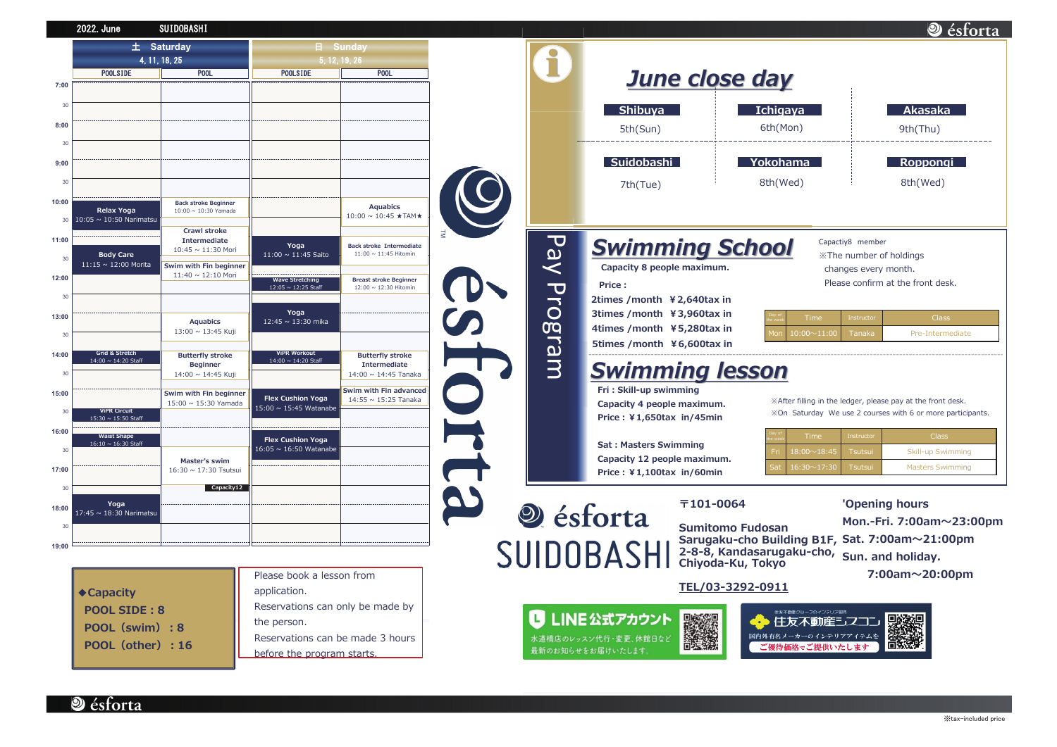2022. June SUIDOBASHI

| | 土 Saturday 4, 11, 18, 25 POOLSIDE | 土 Saturday 4, 11, 18, 25 POOL | 日 Sunday 5, 12, 19, 26 POOLSIDE | 日 Sunday 5, 12, 19, 26 POOL |
|---|---|---|---|---|
| 10:00 | Relax Yoga 10:05 ~ 10:50 Narimatsu | Back stroke Beginner 10:00 ~ 10:30 Yamada | | Aquabics 10:00 ~ 10:45 ★TAM★ |
| 10:45 | | Crawl stroke Intermediate 10:45 ~ 11:30 Mori | | |
| 11:00 | | | Yoga 11:00 ~ 11:45 Saito | Back stroke Intermediate 11:00 ~ 11:45 Hitomin |
| 11:15 | Body Care 11:15 ~ 12:00 Morita | | | |
| 11:40 | | Swim with Fin beginner 11:40 ~ 12:10 Mori | | |
| 12:00 | | | Wave Stretching 12:05 ~ 12:25 Staff | Breast stroke Beginner 12:00 ~ 12:30 Hitomin |
| 12:45 | | | Yoga 12:45 ~ 13:30 mika | |
| 13:00 | | Aquabics 13:00 ~ 13:45 Kuji | | |
| 14:00 | Grid & Stretch 14:00 ~ 14:20 Staff | Butterfly stroke Beginner 14:00 ~ 14:45 Kuji | ViPR Workout 14:00 ~ 14:20 Staff | Butterfly stroke Intermediate 14:00 ~ 14:45 Tanaka |
| 14:55 | | | | Swim with Fin advanced 14:55 ~ 15:25 Tanaka |
| 15:00 | | Swim with Fin beginner 15:00 ~ 15:30 Yamada | Flex Cushion Yoga 15:00 ~ 15:45 Watanabe | |
| 15:30 | ViPR Circuit 15:30 ~ 15:50 Staff | | | |
| 16:05 | Waist Shape 16:10 ~ 16:30 Staff | | Flex Cushion Yoga 16:05 ~ 16:50 Watanabe | |
| 16:30 | | Master's swim 16:30 ~ 17:30 Tsutsui Capacity12 | | |
| 17:45 | Yoga 17:45 ~ 18:30 Narimatsu | | | |

◆Capacity
POOL SIDE : 8
POOL（swim）: 8
POOL（other）: 16

Please book a lesson from application.
Reservations can only be made by the person.
Reservations can be made 3 hours before the program starts.

## June close day

| Shibuya | Ichigaya | Akasaka |
|---|---|---|
| 5th(Sun) | 6th(Mon) | 9th(Thu) |
| **Suidobashi** | **Yokohama** | **Roppongi** |
| 7th(Tue) | 8th(Wed) | 8th(Wed) |

## Pay Program

### Swimming School

Capacity 8 people maximum.

Price :
2times /month ￥2,640tax in
3times /month ￥3,960tax in
4times /month ￥5,280tax in
5times /month ￥6,600tax in

Capactiy8 member
※The number of holdings changes every month.
Please confirm at the front desk.

| Day of the week | Time | Instructor | Class |
|---|---|---|---|
| Mon | 10:00~11:00 | Tanaka | Pre-Intermediate |

### Swimming lesson

Fri : Skill-up swimming
Capacity 4 people maximum.
Price : ￥1,650tax in/45min

Sat : Masters Swimming
Capacity 12 people maximum.
Price : ￥1,100tax in/60min

※After filling in the ledger, please pay at the front desk.
※On Saturday We use 2 courses with 6 or more participants.

| Day of the week | Time | Instructor | Class |
|---|---|---|---|
| Fri | 18:00~18:45 | Tsutsui | Skill-up Swimming |
| Sat | 16:30~17:30 | Tsutsui | Masters Swimming |

ésforta SUIDOBASHI

〒101-0064
Sumitomo Fudosan Sarugaku-cho Building B1F, 2-8-8, Kandasarugaku-cho, Chiyoda-Ku, Tokyo
TEL/03-3292-0911

'Opening hours
Mon.-Fri. 7:00am~23:00pm
Sat. 7:00am~21:00pm
Sun. and holiday. 7:00am~20:00pm

LINE公式アカウント
水道橋店のレッスン代行・変更、休館日など最新のお知らせをお届けいたします。

住友不動産グループのインテリア部門
住友不動産シスコン
国内外有名メーカーのインテリアアイテムを ご優待価格でご提供いたします

※tax-included price